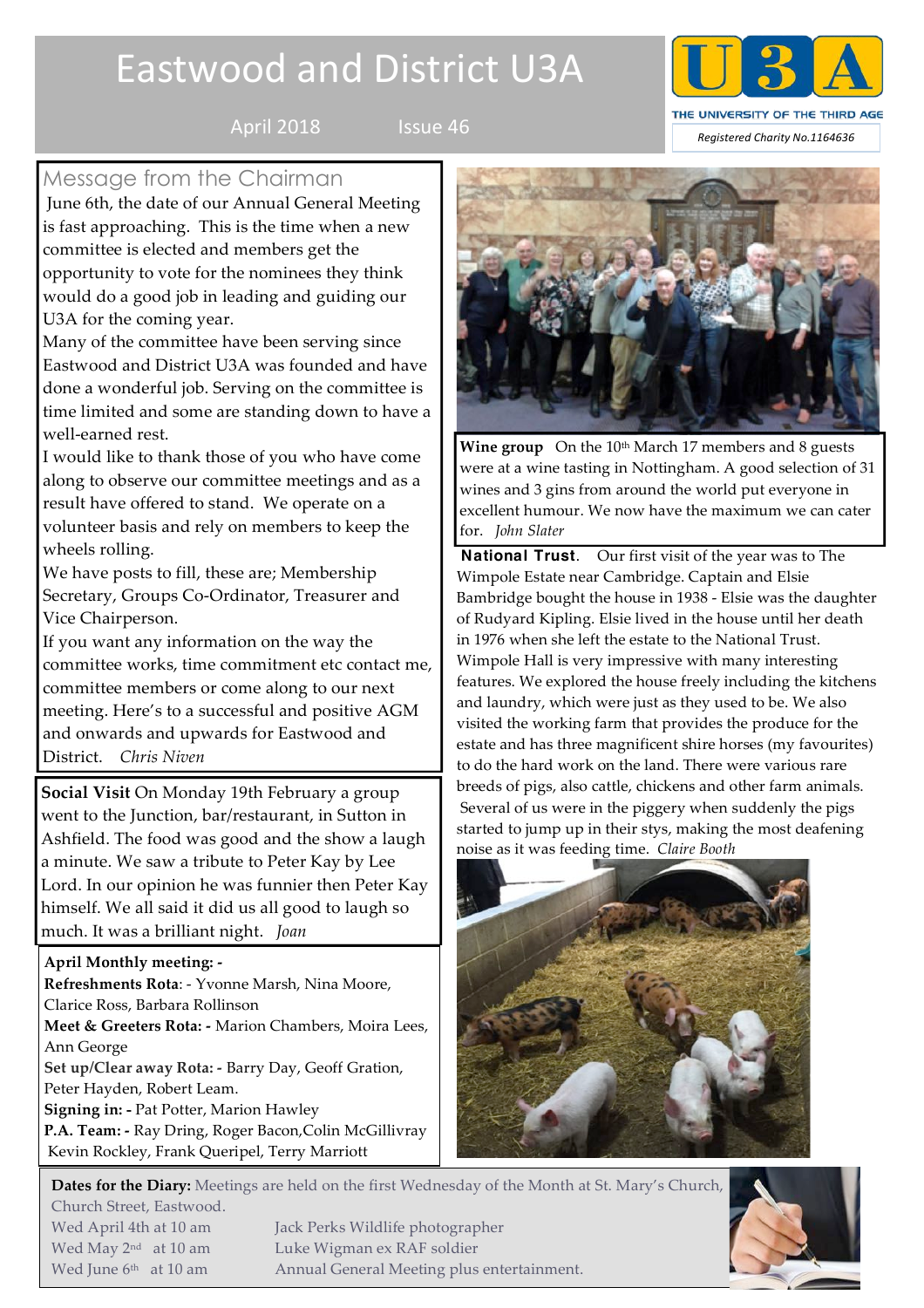# Eastwood and District U3A

April 2018 Issue 46

U3A THE UNIVERSITY OF THE THIRD AGE

*Registered Charity No.1164636*

## Message from the Chairman

June 6th, the date of our Annual General Meeting is fast approaching. This is the time when a new committee is elected and members get the opportunity to vote for the nominees they think would do a good job in leading and guiding our U3A for the coming year.

Many of the committee have been serving since Eastwood and District U3A was founded and have done a wonderful job. Serving on the committee is time limited and some are standing down to have a well-earned rest.

I would like to thank those of you who have come along to observe our committee meetings and as a result have offered to stand. We operate on a volunteer basis and rely on members to keep the wheels rolling.

We have posts to fill, these are; Membership Secretary, Groups Co-Ordinator, Treasurer and Vice Chairperson.

If you want any information on the way the committee works, time commitment etc contact me, committee members or come along to our next meeting. Here's to a successful and positive AGM and onwards and upwards for Eastwood and District. *Chris Niven*

**Social Visit** On Monday 19th February a group went to the Junction, bar/restaurant, in Sutton in Ashfield. The food was good and the show a laugh a minute. We saw a tribute to Peter Kay by Lee Lord. In our opinion he was funnier then Peter Kay himself. We all said it did us all good to laugh so much. It was a brilliant night. *Joan*

**April Monthly meeting: -**

**Refreshments Rota**: - Yvonne Marsh, Nina Moore, Clarice Ross, Barbara Rollinson

**Meet & Greeters Rota: -** Marion Chambers, Moira Lees, Ann George

**Set up/Clear away Rota: -** Barry Day, Geoff Gration, Peter Hayden, Robert Leam.

**Signing in: -** Pat Potter, Marion Hawley

**P.A. Team: -** Ray Dring, Roger Bacon,Colin McGillivray Kevin Rockley, Frank Queripel, Terry Marriott

**Wine group** On the 10th March 17 members and 8 guests were at a wine tasting in Nottingham. A good selection of 31 wines and 3 gins from around the world put everyone in excellent humour. We now have the maximum we can cater for. *John Slater*

**National Trust**. Our first visit of the year was to The Wimpole Estate near Cambridge. Captain and Elsie Bambridge bought the house in 1938 - Elsie was the daughter of Rudyard Kipling. Elsie lived in the house until her death in 1976 when she left the estate to the National Trust. Wimpole Hall is very impressive with many interesting features. We explored the house freely including the kitchens and laundry, which were just as they used to be. We also visited the working farm that provides the produce for the estate and has three magnificent shire horses (my favourites) to do the hard work on the land. There were various rare breeds of pigs, also cattle, chickens and other farm animals. Several of us were in the piggery when suddenly the pigs started to jump up in their stys, making the most deafening noise as it was feeding time. *Claire Booth*

**Dates for the Diary:** Meetings are held on the first Wednesday of the Month at St. Mary's Church, Church Street, Eastwood.

| | |
|---|---|
| Wed April 4th at 10 am | Jack Perks Wildlife photographer |
| Wed May 2nd at 10 am | Luke Wigman ex RAF soldier |
| Wed June 6th at 10 am | Annual General Meeting plus entertainment. |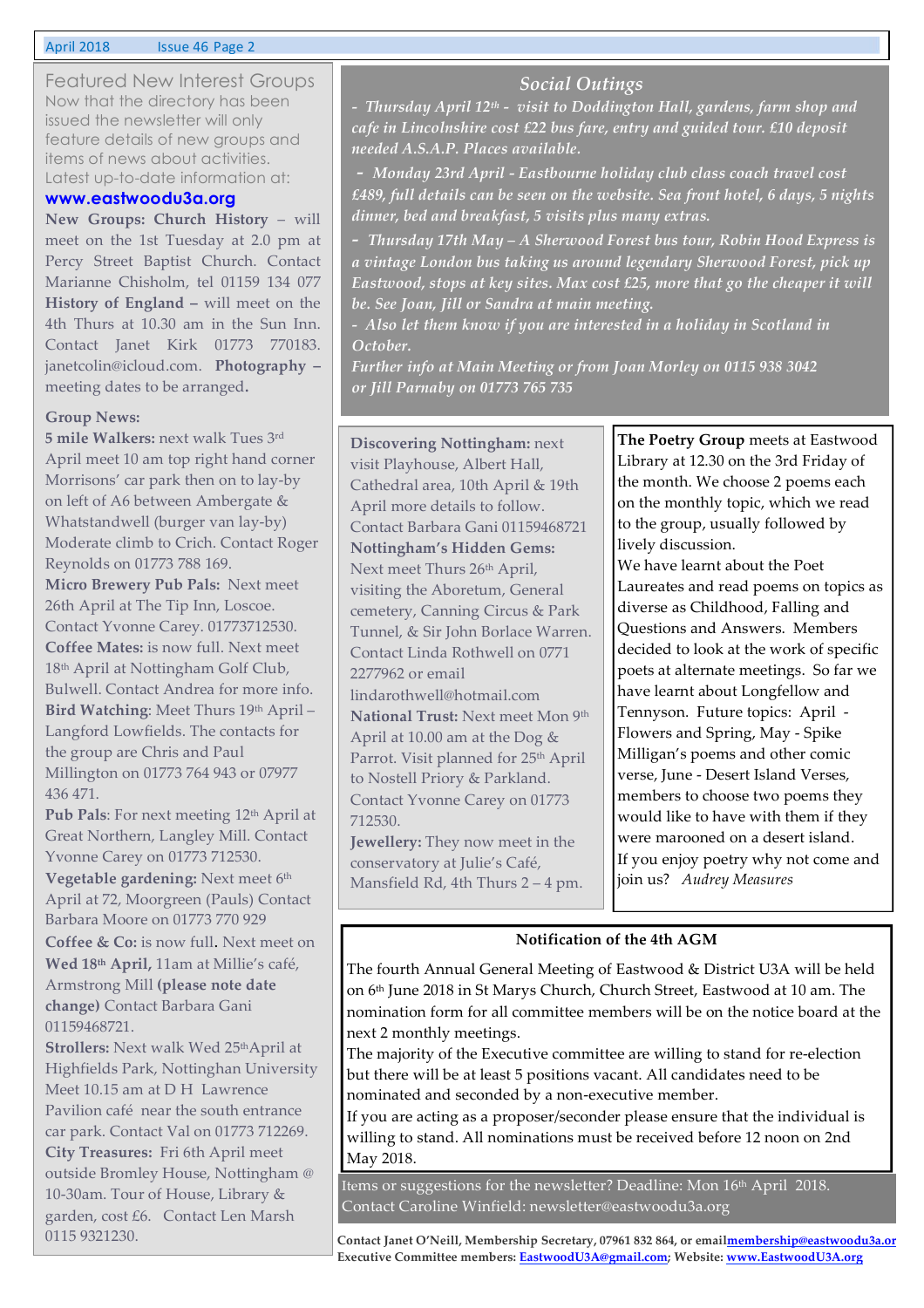## Featured New Interest Groups

Now that the directory has been issued the newsletter will only feature details of new groups and items of news about activities. Latest up-to-date information at:

**www.eastwoodu3a.org**

**New Groups: Church History** – will meet on the 1st Tuesday at 2.0 pm at Percy Street Baptist Church. Contact Marianne Chisholm, tel 01159 134 077 **History of England** – will meet on the 4th Thurs at 10.30 am in the Sun Inn. Contact Janet Kirk 01773 770183. janetcolin@icloud.com. **Photography** – meeting dates to be arranged.

**Group News:**

**5 mile Walkers:** next walk Tues 3rd April meet 10 am top right hand corner Morrisons' car park then on to lay-by on left of A6 between Ambergate & Whatstandwell (burger van lay-by) Moderate climb to Crich. Contact Roger Reynolds on 01773 788 169.

**Micro Brewery Pub Pals:** Next meet 26th April at The Tip Inn, Loscoe. Contact Yvonne Carey. 01773712530.

**Coffee Mates:** is now full. Next meet 18th April at Nottingham Golf Club, Bulwell. Contact Andrea for more info.

**Bird Watching**: Meet Thurs 19th April – Langford Lowfields. The contacts for the group are Chris and Paul Millington on 01773 764 943 or 07977 436 471.

**Pub Pals**: For next meeting 12th April at Great Northern, Langley Mill. Contact Yvonne Carey on 01773 712530.

**Vegetable gardening:** Next meet 6th April at 72, Moorgreen (Pauls) Contact Barbara Moore on 01773 770 929

**Coffee & Co:** is now full**.** Next meet on **Wed 18th April,** 11am at Millie's café, Armstrong Mill **(please note date change)** Contact Barbara Gani 01159468721.

**Strollers:** Next walk Wed 25thApril at Highfields Park, Nottinghan University Meet 10.15 am at D H Lawrence Pavilion café near the south entrance car park. Contact Val on 01773 712269.

**City Treasures:** Fri 6th April meet outside Bromley House, Nottingham @ 10-30am. Tour of House, Library & garden, cost £6. Contact Len Marsh 0115 9321230.

## *Social Outings*

*- Thursday April 12th - visit to Doddington Hall, gardens, farm shop and cafe in Lincolnshire cost £22 bus fare, entry and guided tour. £10 deposit needed A.S.A.P. Places available.*

*- Monday 23rd April - Eastbourne holiday club class coach travel cost £489, full details can be seen on the website. Sea front hotel, 6 days, 5 nights dinner, bed and breakfast, 5 visits plus many extras.*

*- Thursday 17th May – A Sherwood Forest bus tour, Robin Hood Express is a vintage London bus taking us around legendary Sherwood Forest, pick up Eastwood, stops at key sites. Max cost £25, more that go the cheaper it will be. See Joan, Jill or Sandra at main meeting.*

*- Also let them know if you are interested in a holiday in Scotland in October.*

*Further info at Main Meeting or from Joan Morley on 0115 938 3042 or Jill Parnaby on 01773 765 735*

**Discovering Nottingham:** next visit Playhouse, Albert Hall, Cathedral area, 10th April & 19th April more details to follow. Contact Barbara Gani 01159468721

**Nottingham's Hidden Gems:** Next meet Thurs 26th April, visiting the Aboretum, General cemetery, Canning Circus & Park Tunnel, & Sir John Borlace Warren. Contact Linda Rothwell on 0771 2277962 or email lindarothwell@hotmail.com

**National Trust:** Next meet Mon 9th April at 10.00 am at the Dog & Parrot. Visit planned for 25th April to Nostell Priory & Parkland. Contact Yvonne Carey on 01773 712530.

**Jewellery:** They now meet in the conservatory at Julie's Café, Mansfield Rd, 4th Thurs 2 – 4 pm.

**The Poetry Group** meets at Eastwood Library at 12.30 on the 3rd Friday of the month. We choose 2 poems each on the monthly topic, which we read to the group, usually followed by lively discussion.

We have learnt about the Poet Laureates and read poems on topics as diverse as Childhood, Falling and Questions and Answers. Members decided to look at the work of specific poets at alternate meetings. So far we have learnt about Longfellow and Tennyson. Future topics: April - Flowers and Spring, May - Spike Milligan's poems and other comic verse, June - Desert Island Verses, members to choose two poems they would like to have with them if they were marooned on a desert island.

If you enjoy poetry why not come and join us? *Audrey Measures*

### Notification of the 4th AGM

The fourth Annual General Meeting of Eastwood & District U3A will be held on 6th June 2018 in St Marys Church, Church Street, Eastwood at 10 am. The nomination form for all committee members will be on the notice board at the next 2 monthly meetings.

The majority of the Executive committee are willing to stand for re-election but there will be at least 5 positions vacant. All candidates need to be nominated and seconded by a non-executive member.

If you are acting as a proposer/seconder please ensure that the individual is willing to stand. All nominations must be received before 12 noon on 2nd May 2018.

Items or suggestions for the newsletter? Deadline: Mon 16th April 2018. Contact Caroline Winfield: newsletter@eastwoodu3a.org

**Contact Janet O'Neill, Membership Secretary, 07961 832 864, or email membership@eastwoodu3a.or**
**Executive Committee members: EastwoodU3A@gmail.com; Website: www.EastwoodU3A.org**